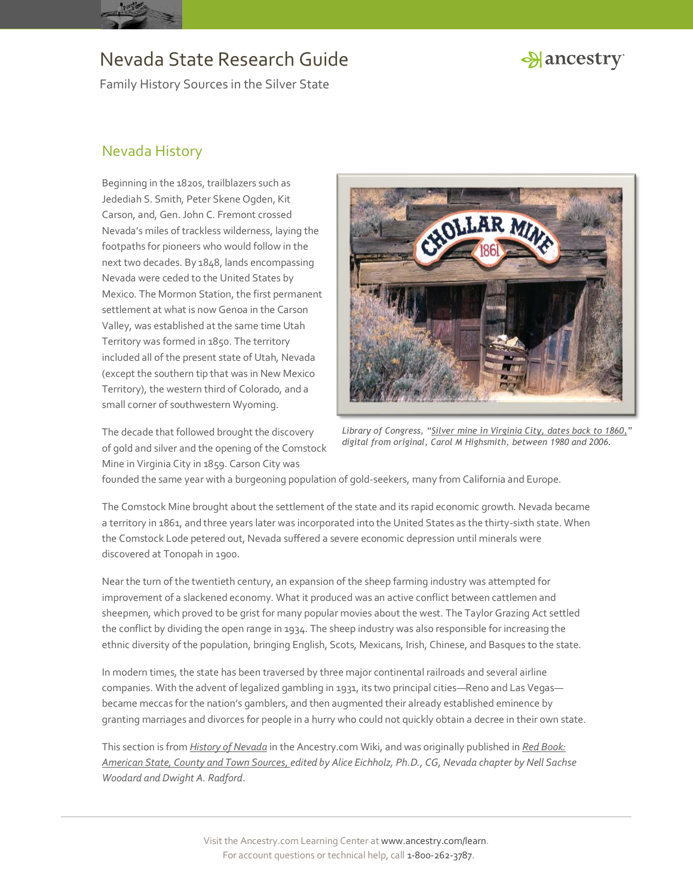# Nevada State Research Guide

Family History Sources in the Silver State

## Nevada History

Beginning in the 1820s, trailblazers such as Jedediah S. Smith, Peter Skene Ogden, Kit Carson, and, Gen. John C. Fremont crossed Nevada's miles of trackless wilderness, laying the footpaths for pioneers who would follow in the next two decades. By 1848, lands encompassing Nevada were ceded to the United States by Mexico. The Mormon Station, the first permanent settlement at what is now Genoa in the Carson Valley, was established at the same time Utah Territory was formed in 1850. The territory included all of the present state of Utah, Nevada (except the southern tip that was in New Mexico Territory), the western third of Colorado, and a small corner of southwestern Wyoming.

*Library of Congress, "Silver mine in Virginia City, dates back to 1860," digital from original, Carol M Highsmith, between 1980 and 2006.*

The decade that followed brought the discovery of gold and silver and the opening of the Comstock Mine in Virginia City in 1859. Carson City was founded the same year with a burgeoning population of gold-seekers, many from California and Europe.

The Comstock Mine brought about the settlement of the state and its rapid economic growth. Nevada became a territory in 1861, and three years later was incorporated into the United States as the thirty-sixth state. When the Comstock Lode petered out, Nevada suffered a severe economic depression until minerals were discovered at Tonopah in 1900.

Near the turn of the twentieth century, an expansion of the sheep farming industry was attempted for improvement of a slackened economy. What it produced was an active conflict between cattlemen and sheepmen, which proved to be grist for many popular movies about the west. The Taylor Grazing Act settled the conflict by dividing the open range in 1934. The sheep industry was also responsible for increasing the ethnic diversity of the population, bringing English, Scots, Mexicans, Irish, Chinese, and Basques to the state.

In modern times, the state has been traversed by three major continental railroads and several airline companies. With the advent of legalized gambling in 1931, its two principal cities—Reno and Las Vegas—became meccas for the nation's gamblers, and then augmented their already established eminence by granting marriages and divorces for people in a hurry who could not quickly obtain a decree in their own state.

This section is from *History of Nevada* in the Ancestry.com Wiki, and was originally published in *Red Book: American State, County and Town Sources, edited by Alice Eichholz, Ph.D., CG, Nevada chapter by Nell Sachse Woodard and Dwight A. Radford*.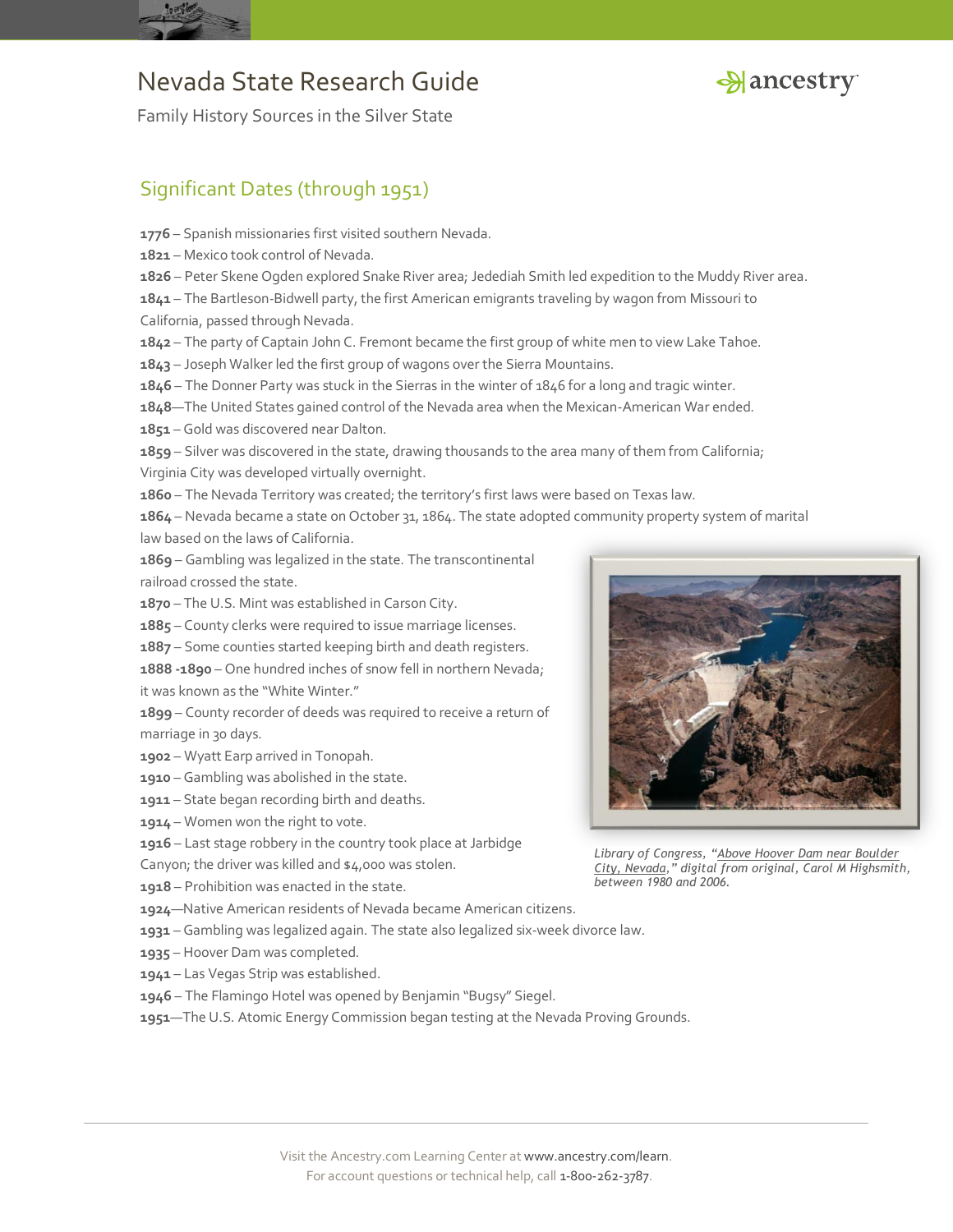## Significant Dates (through 1951)

**1776** – Spanish missionaries first visited southern Nevada.
**1821** – Mexico took control of Nevada.
**1826** – Peter Skene Ogden explored Snake River area; Jedediah Smith led expedition to the Muddy River area.
**1841** – The Bartleson-Bidwell party, the first American emigrants traveling by wagon from Missouri to California, passed through Nevada.
**1842** – The party of Captain John C. Fremont became the first group of white men to view Lake Tahoe.
**1843** – Joseph Walker led the first group of wagons over the Sierra Mountains.
**1846** – The Donner Party was stuck in the Sierras in the winter of 1846 for a long and tragic winter.
**1848**—The United States gained control of the Nevada area when the Mexican-American War ended.
**1851** – Gold was discovered near Dalton.
**1859** – Silver was discovered in the state, drawing thousands to the area many of them from California; Virginia City was developed virtually overnight.
**1860** – The Nevada Territory was created; the territory's first laws were based on Texas law.
**1864** – Nevada became a state on October 31, 1864. The state adopted community property system of marital law based on the laws of California.
**1869** – Gambling was legalized in the state. The transcontinental railroad crossed the state.
**1870** – The U.S. Mint was established in Carson City.
**1885** – County clerks were required to issue marriage licenses.
**1887** – Some counties started keeping birth and death registers.
**1888 -1890** – One hundred inches of snow fell in northern Nevada; it was known as the "White Winter."
**1899** – County recorder of deeds was required to receive a return of marriage in 30 days.
**1902** – Wyatt Earp arrived in Tonopah.
**1910** – Gambling was abolished in the state.
**1911** – State began recording birth and deaths.
**1914** – Women won the right to vote.
**1916** – Last stage robbery in the country took place at Jarbidge Canyon; the driver was killed and $4,000 was stolen.
**1918** – Prohibition was enacted in the state.
**1924**—Native American residents of Nevada became American citizens.
**1931** – Gambling was legalized again. The state also legalized six-week divorce law.
**1935** – Hoover Dam was completed.
**1941** – Las Vegas Strip was established.
**1946** – The Flamingo Hotel was opened by Benjamin "Bugsy" Siegel.
**1951**—The U.S. Atomic Energy Commission began testing at the Nevada Proving Grounds.

*Library of Congress, "Above Hoover Dam near Boulder City, Nevada," digital from original, Carol M Highsmith, between 1980 and 2006.*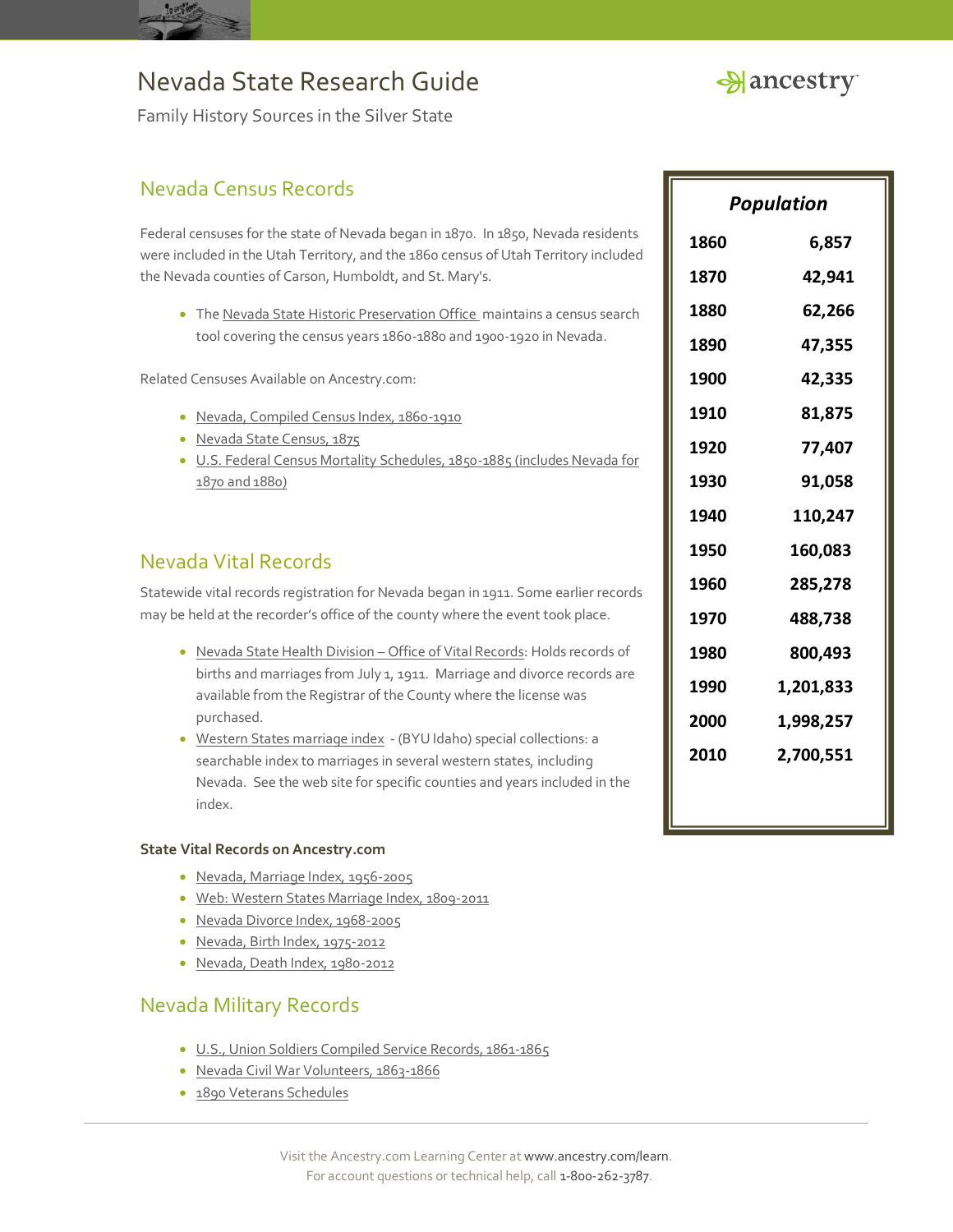# Nevada State Research Guide

Family History Sources in the Silver State

## Nevada Census Records

Federal censuses for the state of Nevada began in 1870. In 1850, Nevada residents were included in the Utah Territory, and the 1860 census of Utah Territory included the Nevada counties of Carson, Humboldt, and St. Mary's.

- The Nevada State Historic Preservation Office maintains a census search tool covering the census years 1860-1880 and 1900-1920 in Nevada.

Related Censuses Available on Ancestry.com:

- Nevada, Compiled Census Index, 1860-1910
- Nevada State Census, 1875
- U.S. Federal Census Mortality Schedules, 1850-1885 (includes Nevada for 1870 and 1880)

| *Population* | |
|---|---|
| 1860 | 6,857 |
| 1870 | 42,941 |
| 1880 | 62,266 |
| 1890 | 47,355 |
| 1900 | 42,335 |
| 1910 | 81,875 |
| 1920 | 77,407 |
| 1930 | 91,058 |
| 1940 | 110,247 |
| 1950 | 160,083 |
| 1960 | 285,278 |
| 1970 | 488,738 |
| 1980 | 800,493 |
| 1990 | 1,201,833 |
| 2000 | 1,998,257 |
| 2010 | 2,700,551 |

## Nevada Vital Records

Statewide vital records registration for Nevada began in 1911. Some earlier records may be held at the recorder's office of the county where the event took place.

- Nevada State Health Division – Office of Vital Records: Holds records of births and marriages from July 1, 1911. Marriage and divorce records are available from the Registrar of the County where the license was purchased.
- Western States marriage index - (BYU Idaho) special collections: a searchable index to marriages in several western states, including Nevada. See the web site for specific counties and years included in the index.

**State Vital Records on Ancestry.com**

- Nevada, Marriage Index, 1956-2005
- Web: Western States Marriage Index, 1809-2011
- Nevada Divorce Index, 1968-2005
- Nevada, Birth Index, 1975-2012
- Nevada, Death Index, 1980-2012

## Nevada Military Records

- U.S., Union Soldiers Compiled Service Records, 1861-1865
- Nevada Civil War Volunteers, 1863-1866
- 1890 Veterans Schedules

Visit the Ancestry.com Learning Center at www.ancestry.com/learn.
For account questions or technical help, call 1-800-262-3787.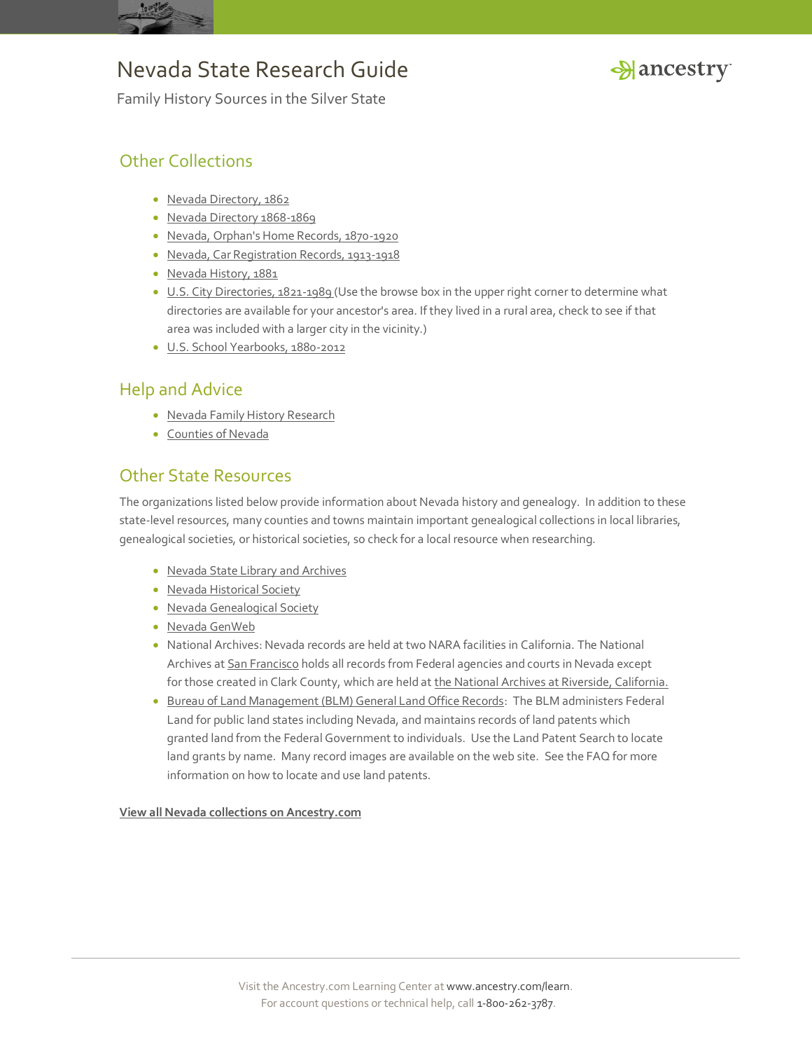## Other Collections

- Nevada Directory, 1862
- Nevada Directory 1868-1869
- Nevada, Orphan's Home Records, 1870-1920
- Nevada, Car Registration Records, 1913-1918
- Nevada History, 1881
- U.S. City Directories, 1821-1989 (Use the browse box in the upper right corner to determine what directories are available for your ancestor's area. If they lived in a rural area, check to see if that area was included with a larger city in the vicinity.)
- U.S. School Yearbooks, 1880-2012

## Help and Advice

- Nevada Family History Research
- Counties of Nevada

## Other State Resources

The organizations listed below provide information about Nevada history and genealogy. In addition to these state-level resources, many counties and towns maintain important genealogical collections in local libraries, genealogical societies, or historical societies, so check for a local resource when researching.

- Nevada State Library and Archives
- Nevada Historical Society
- Nevada Genealogical Society
- Nevada GenWeb
- National Archives: Nevada records are held at two NARA facilities in California. The National Archives at San Francisco holds all records from Federal agencies and courts in Nevada except for those created in Clark County, which are held at the National Archives at Riverside, California.
- Bureau of Land Management (BLM) General Land Office Records: The BLM administers Federal Land for public land states including Nevada, and maintains records of land patents which granted land from the Federal Government to individuals. Use the Land Patent Search to locate land grants by name. Many record images are available on the web site. See the FAQ for more information on how to locate and use land patents.

**View all Nevada collections on Ancestry.com**